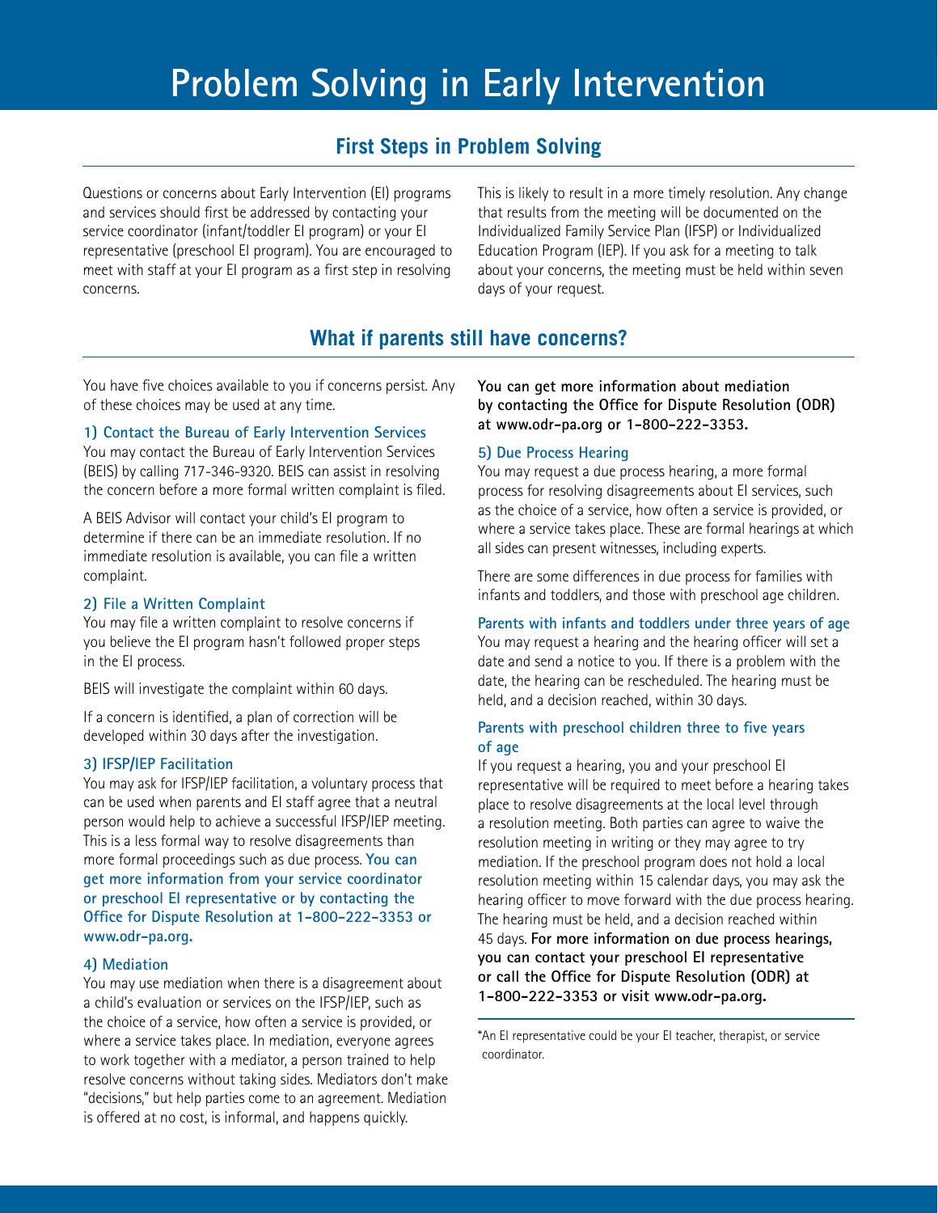# Problem Solving in Early Intervention

## First Steps in Problem Solving

Questions or concerns about Early Intervention (EI) programs and services should first be addressed by contacting your service coordinator (infant/toddler EI program) or your EI representative (preschool EI program). You are encouraged to meet with staff at your EI program as a first step in resolving concerns.

This is likely to result in a more timely resolution. Any change that results from the meeting will be documented on the Individualized Family Service Plan (IFSP) or Individualized Education Program (IEP). If you ask for a meeting to talk about your concerns, the meeting must be held within seven days of your request.

## What if parents still have concerns?

You have five choices available to you if concerns persist. Any of these choices may be used at any time.

### 1) Contact the Bureau of Early Intervention Services

You may contact the Bureau of Early Intervention Services (BEIS) by calling 717-346-9320. BEIS can assist in resolving the concern before a more formal written complaint is filed.

A BEIS Advisor will contact your child's EI program to determine if there can be an immediate resolution. If no immediate resolution is available, you can file a written complaint.

### 2) File a Written Complaint

You may file a written complaint to resolve concerns if you believe the EI program hasn't followed proper steps in the EI process.

BEIS will investigate the complaint within 60 days.

If a concern is identified, a plan of correction will be developed within 30 days after the investigation.

### 3) IFSP/IEP Facilitation

You may ask for IFSP/IEP facilitation, a voluntary process that can be used when parents and EI staff agree that a neutral person would help to achieve a successful IFSP/IEP meeting. This is a less formal way to resolve disagreements than more formal proceedings such as due process. **You can get more information from your service coordinator or preschool EI representative or by contacting the Office for Dispute Resolution at 1-800-222-3353 or www.odr-pa.org.**

### 4) Mediation

You may use mediation when there is a disagreement about a child's evaluation or services on the IFSP/IEP, such as the choice of a service, how often a service is provided, or where a service takes place. In mediation, everyone agrees to work together with a mediator, a person trained to help resolve concerns without taking sides. Mediators don't make "decisions," but help parties come to an agreement. Mediation is offered at no cost, is informal, and happens quickly.

**You can get more information about mediation by contacting the Office for Dispute Resolution (ODR) at www.odr-pa.org or 1-800-222-3353.**

### 5) Due Process Hearing

You may request a due process hearing, a more formal process for resolving disagreements about EI services, such as the choice of a service, how often a service is provided, or where a service takes place. These are formal hearings at which all sides can present witnesses, including experts.

There are some differences in due process for families with infants and toddlers, and those with preschool age children.

#### Parents with infants and toddlers under three years of age

You may request a hearing and the hearing officer will set a date and send a notice to you. If there is a problem with the date, the hearing can be rescheduled. The hearing must be held, and a decision reached, within 30 days.

#### Parents with preschool children three to five years of age

If you request a hearing, you and your preschool EI representative will be required to meet before a hearing takes place to resolve disagreements at the local level through a resolution meeting. Both parties can agree to waive the resolution meeting in writing or they may agree to try mediation. If the preschool program does not hold a local resolution meeting within 15 calendar days, you may ask the hearing officer to move forward with the due process hearing. The hearing must be held, and a decision reached within 45 days. **For more information on due process hearings, you can contact your preschool EI representative or call the Office for Dispute Resolution (ODR) at 1-800-222-3353 or visit www.odr-pa.org.**

*An EI representative could be your EI teacher, therapist, or service coordinator.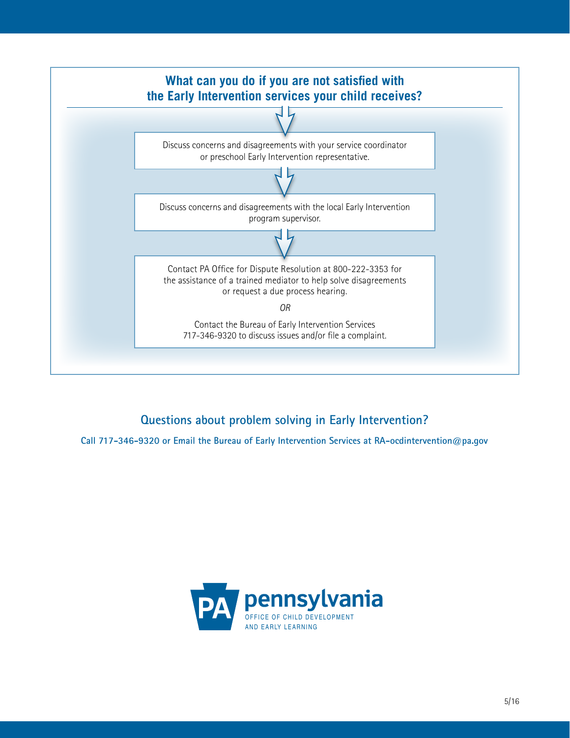## What can you do if you are not satisfied with the Early Intervention services your child receives?

Discuss concerns and disagreements with your service coordinator or preschool Early Intervention representative.

↓

Discuss concerns and disagreements with the local Early Intervention program supervisor.

↓

Contact PA Office for Dispute Resolution at 800-222-3353 for the assistance of a trained mediator to help solve disagreements or request a due process hearing.

*OR*

Contact the Bureau of Early Intervention Services 717-346-9320 to discuss issues and/or file a complaint.

## Questions about problem solving in Early Intervention?

**Call 717-346-9320 or Email the Bureau of Early Intervention Services at RA-ocdintervention@pa.gov**

PA pennsylvania
OFFICE OF CHILD DEVELOPMENT AND EARLY LEARNING

5/16